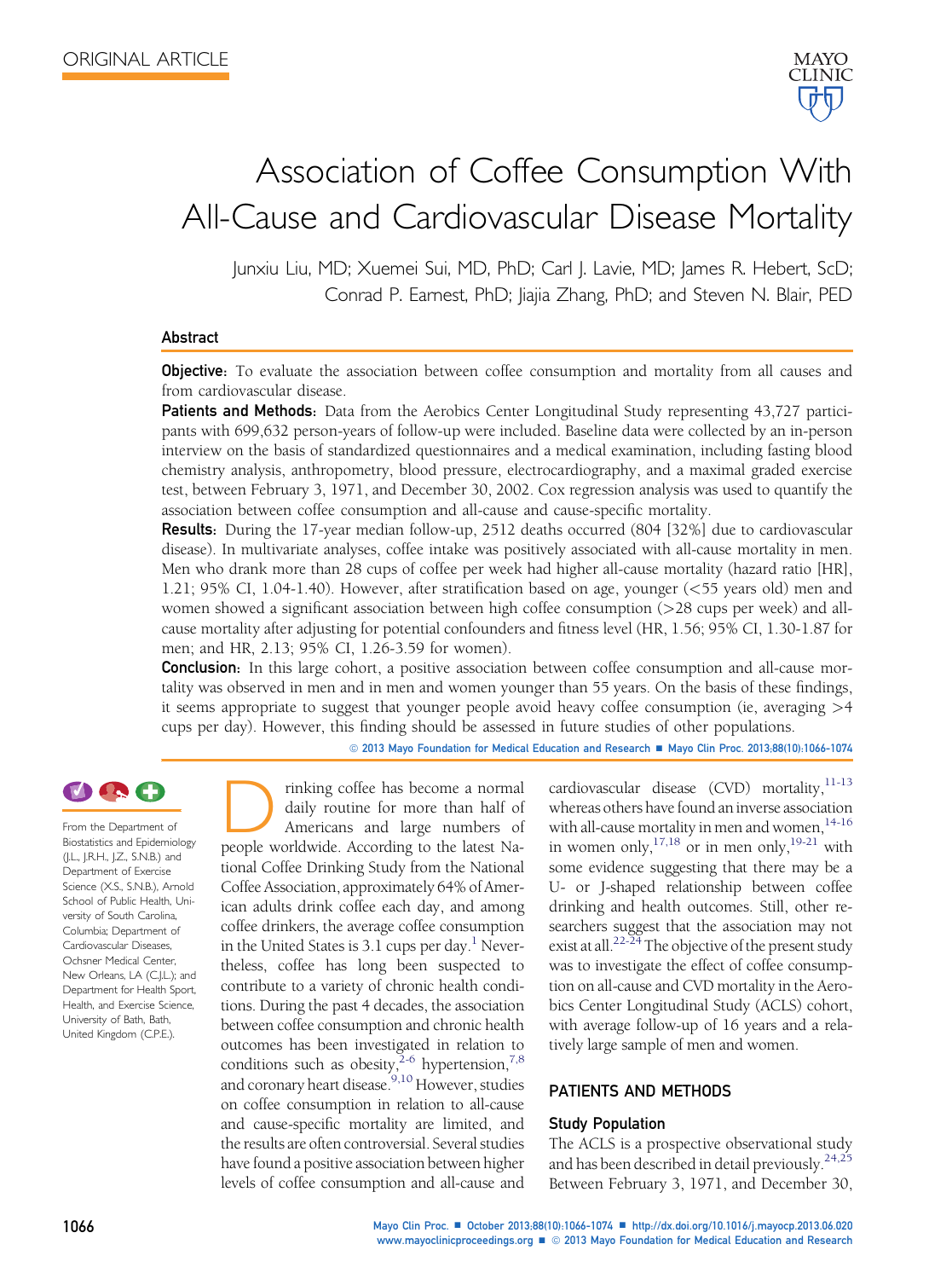ORIGINAL ARTICLE

# Association of Coffee Consumption With All-Cause and Cardiovascular Disease Mortality

Junxiu Liu, MD; Xuemei Sui, MD, PhD; Carl J. Lavie, MD; James R. Hebert, ScD; Conrad P. Earnest, PhD; Jiajia Zhang, PhD; and Steven N. Blair, PED

## Abstract

**Objective:** To evaluate the association between coffee consumption and mortality from all causes and from cardiovascular disease.

**Patients and Methods:** Data from the Aerobics Center Longitudinal Study representing 43,727 participants with 699,632 person-years of follow-up were included. Baseline data were collected by an in-person interview on the basis of standardized questionnaires and a medical examination, including fasting blood chemistry analysis, anthropometry, blood pressure, electrocardiography, and a maximal graded exercise test, between February 3, 1971, and December 30, 2002. Cox regression analysis was used to quantify the association between coffee consumption and all-cause and cause-specific mortality.

**Results:** During the 17-year median follow-up, 2512 deaths occurred (804 [32%] due to cardiovascular disease). In multivariate analyses, coffee intake was positively associated with all-cause mortality in men. Men who drank more than 28 cups of coffee per week had higher all-cause mortality (hazard ratio [HR], 1.21; 95% CI, 1.04-1.40). However, after stratification based on age, younger (<55 years old) men and women showed a significant association between high coffee consumption (>28 cups per week) and all-cause mortality after adjusting for potential confounders and fitness level (HR, 1.56; 95% CI, 1.30-1.87 for men; and HR, 2.13; 95% CI, 1.26-3.59 for women).

**Conclusion:** In this large cohort, a positive association between coffee consumption and all-cause mortality was observed in men and in men and women younger than 55 years. On the basis of these findings, it seems appropriate to suggest that younger people avoid heavy coffee consumption (ie, averaging >4 cups per day). However, this finding should be assessed in future studies of other populations.

© 2013 Mayo Foundation for Medical Education and Research ■ Mayo Clin Proc. 2013;88(10):1066-1074

From the Department of Biostatistics and Epidemiology (J.L., J.R.H., J.Z., S.N.B.) and Department of Exercise Science (X.S., S.N.B.), Arnold School of Public Health, University of South Carolina, Columbia; Department of Cardiovascular Diseases, Ochsner Medical Center, New Orleans, LA (C.J.L.); and Department for Health Sport, Health, and Exercise Science, University of Bath, Bath, United Kingdom (C.P.E.).

Drinking coffee has become a normal daily routine for more than half of Americans and large numbers of people worldwide. According to the latest National Coffee Drinking Study from the National Coffee Association, approximately 64% of American adults drink coffee each day, and among coffee drinkers, the average coffee consumption in the United States is 3.1 cups per day.[1] Nevertheless, coffee has long been suspected to contribute to a variety of chronic health conditions. During the past 4 decades, the association between coffee consumption and chronic health outcomes has been investigated in relation to conditions such as obesity,[2-6] hypertension,[7,8] and coronary heart disease.[9,10] However, studies on coffee consumption in relation to all-cause and cause-specific mortality are limited, and the results are often controversial. Several studies have found a positive association between higher levels of coffee consumption and all-cause and cardiovascular disease (CVD) mortality,[11-13] whereas others have found an inverse association with all-cause mortality in men and women,[14-16] in women only,[17,18] or in men only,[19-21] with some evidence suggesting that there may be a U- or J-shaped relationship between coffee drinking and health outcomes. Still, other researchers suggest that the association may not exist at all.[22-24] The objective of the present study was to investigate the effect of coffee consumption on all-cause and CVD mortality in the Aerobics Center Longitudinal Study (ACLS) cohort, with average follow-up of 16 years and a relatively large sample of men and women.

## PATIENTS AND METHODS

### Study Population

The ACLS is a prospective observational study and has been described in detail previously.[24,25] Between February 3, 1971, and December 30,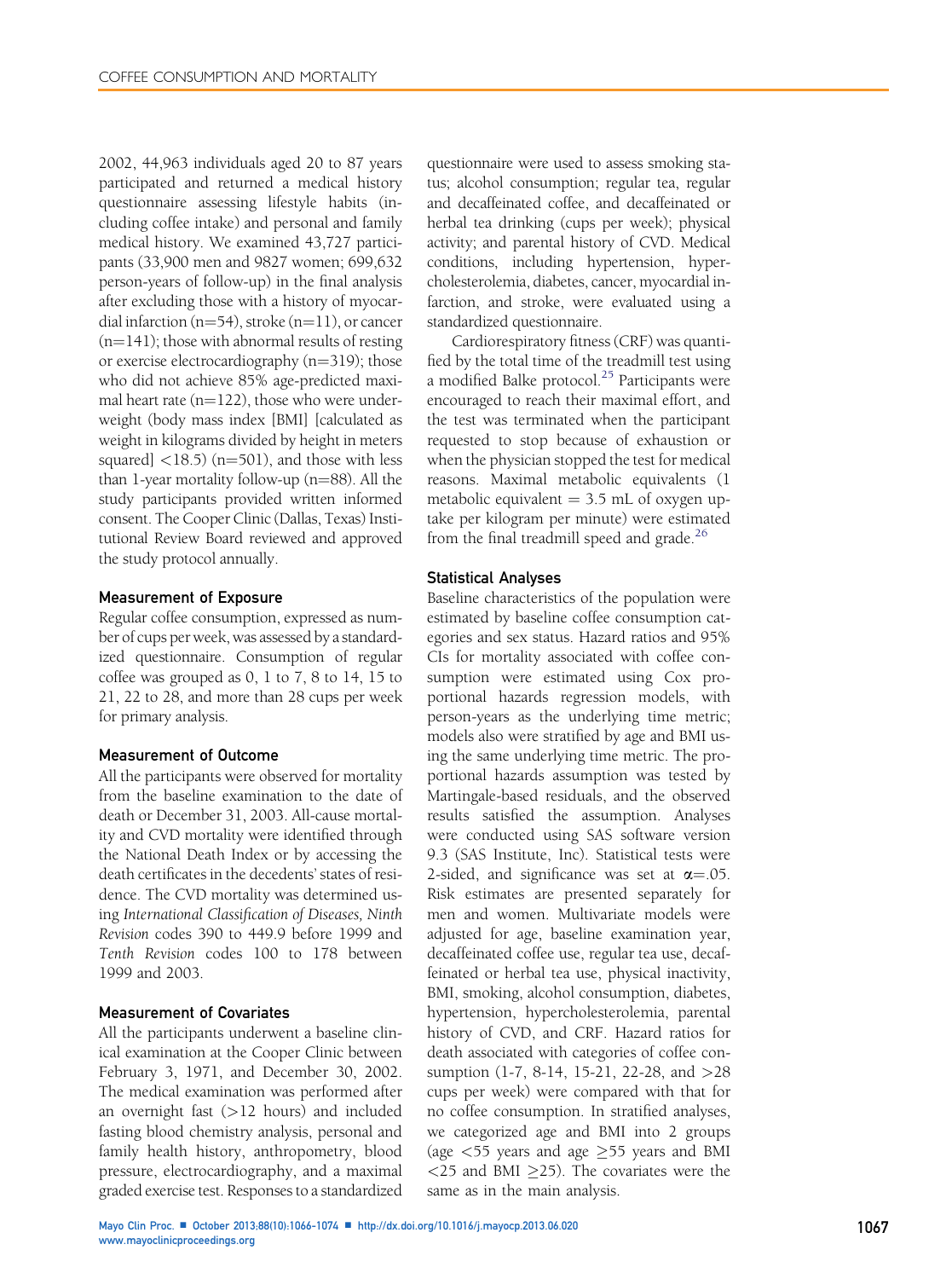2002, 44,963 individuals aged 20 to 87 years participated and returned a medical history questionnaire assessing lifestyle habits (including coffee intake) and personal and family medical history. We examined 43,727 participants (33,900 men and 9827 women; 699,632 person-years of follow-up) in the final analysis after excluding those with a history of myocardial infarction (n=54), stroke (n=11), or cancer (n=141); those with abnormal results of resting or exercise electrocardiography (n=319); those who did not achieve 85% age-predicted maximal heart rate (n=122), those who were underweight (body mass index [BMI] [calculated as weight in kilograms divided by height in meters squared] <18.5) (n=501), and those with less than 1-year mortality follow-up (n=88). All the study participants provided written informed consent. The Cooper Clinic (Dallas, Texas) Institutional Review Board reviewed and approved the study protocol annually.

### Measurement of Exposure

Regular coffee consumption, expressed as number of cups per week, was assessed by a standardized questionnaire. Consumption of regular coffee was grouped as 0, 1 to 7, 8 to 14, 15 to 21, 22 to 28, and more than 28 cups per week for primary analysis.

### Measurement of Outcome

All the participants were observed for mortality from the baseline examination to the date of death or December 31, 2003. All-cause mortality and CVD mortality were identified through the National Death Index or by accessing the death certificates in the decedents' states of residence. The CVD mortality was determined using *International Classification of Diseases, Ninth Revision* codes 390 to 449.9 before 1999 and *Tenth Revision* codes 100 to 178 between 1999 and 2003.

### Measurement of Covariates

All the participants underwent a baseline clinical examination at the Cooper Clinic between February 3, 1971, and December 30, 2002. The medical examination was performed after an overnight fast (>12 hours) and included fasting blood chemistry analysis, personal and family health history, anthropometry, blood pressure, electrocardiography, and a maximal graded exercise test. Responses to a standardized questionnaire were used to assess smoking status; alcohol consumption; regular tea, regular and decaffeinated coffee, and decaffeinated or herbal tea drinking (cups per week); physical activity; and parental history of CVD. Medical conditions, including hypertension, hypercholesterolemia, diabetes, cancer, myocardial infarction, and stroke, were evaluated using a standardized questionnaire.

Cardiorespiratory fitness (CRF) was quantified by the total time of the treadmill test using a modified Balke protocol.[25] Participants were encouraged to reach their maximal effort, and the test was terminated when the participant requested to stop because of exhaustion or when the physician stopped the test for medical reasons. Maximal metabolic equivalents (1 metabolic equivalent = 3.5 mL of oxygen uptake per kilogram per minute) were estimated from the final treadmill speed and grade.[26]

### Statistical Analyses

Baseline characteristics of the population were estimated by baseline coffee consumption categories and sex status. Hazard ratios and 95% CIs for mortality associated with coffee consumption were estimated using Cox proportional hazards regression models, with person-years as the underlying time metric; models also were stratified by age and BMI using the same underlying time metric. The proportional hazards assumption was tested by Martingale-based residuals, and the observed results satisfied the assumption. Analyses were conducted using SAS software version 9.3 (SAS Institute, Inc). Statistical tests were 2-sided, and significance was set at $\alpha$=.05. Risk estimates are presented separately for men and women. Multivariate models were adjusted for age, baseline examination year, decaffeinated coffee use, regular tea use, decaffeinated or herbal tea use, physical inactivity, BMI, smoking, alcohol consumption, diabetes, hypertension, hypercholesterolemia, parental history of CVD, and CRF. Hazard ratios for death associated with categories of coffee consumption (1-7, 8-14, 15-21, 22-28, and >28 cups per week) were compared with that for no coffee consumption. In stratified analyses, we categorized age and BMI into 2 groups (age <55 years and age ≥55 years and BMI <25 and BMI ≥25). The covariates were the same as in the main analysis.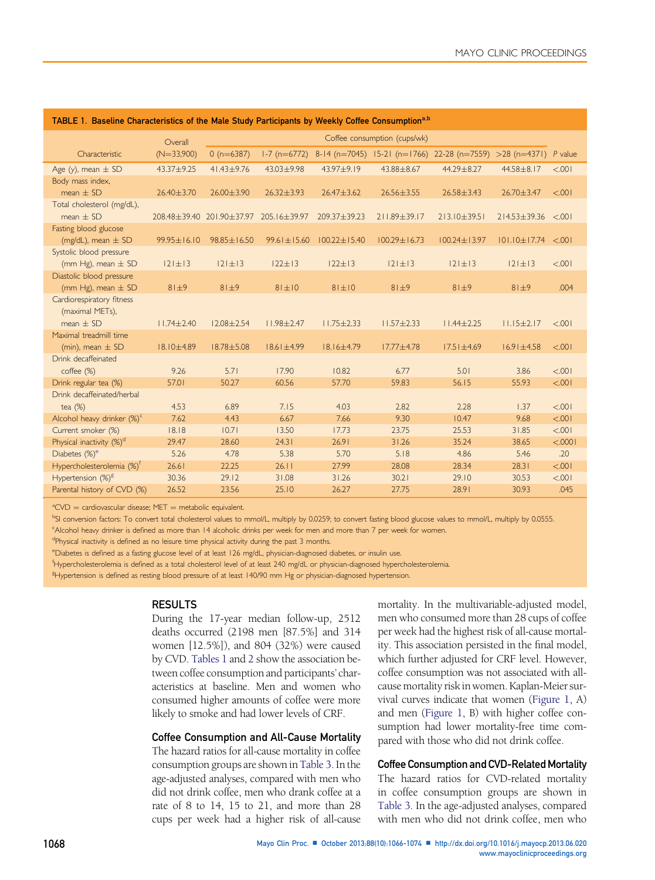**TABLE 1. Baseline Characteristics of the Male Study Participants by Weekly Coffee Consumption[a,b]**

| Characteristic | Overall (N=33,900) | Coffee consumption (cups/wk) | | | | | | P value |
|---|---|---|---|---|---|---|---|---|
| | | 0 (n=6387) | 1-7 (n=6772) | 8-14 (n=7045) | 15-21 (n=1766) | 22-28 (n=7559) | >28 (n=4371) | |
| Age (y), mean ± SD | 43.37±9.25 | 41.43±9.76 | 43.03±9.98 | 43.97±9.19 | 43.88±8.67 | 44.29±8.27 | 44.58±8.17 | <.001 |
| Body mass index, mean ± SD | 26.40±3.70 | 26.00±3.90 | 26.32±3.93 | 26.47±3.62 | 26.56±3.55 | 26.58±3.43 | 26.70±3.47 | <.001 |
| Total cholesterol (mg/dL), mean ± SD | 208.48±39.40 | 201.90±37.97 | 205.16±39.97 | 209.37±39.23 | 211.89±39.17 | 213.10±39.51 | 214.53±39.36 | <.001 |
| Fasting blood glucose (mg/dL), mean ± SD | 99.95±16.10 | 98.85±16.50 | 99.61±15.60 | 100.22±15.40 | 100.29±16.73 | 100.24±13.97 | 101.10±17.74 | <.001 |
| Systolic blood pressure (mm Hg), mean ± SD | 121±13 | 121±13 | 122±13 | 122±13 | 121±13 | 121±13 | 121±13 | <.001 |
| Diastolic blood pressure (mm Hg), mean ± SD | 81±9 | 81±9 | 81±10 | 81±10 | 81±9 | 81±9 | 81±9 | .004 |
| Cardiorespiratory fitness (maximal METs), mean ± SD | 11.74±2.40 | 12.08±2.54 | 11.98±2.47 | 11.75±2.33 | 11.57±2.33 | 11.44±2.25 | 11.15±2.17 | <.001 |
| Maximal treadmill time (min), mean ± SD | 18.10±4.89 | 18.78±5.08 | 18.61±4.99 | 18.16±4.79 | 17.77±4.78 | 17.51±4.69 | 16.91±4.58 | <.001 |
| Drink decaffeinated coffee (%) | 9.26 | 5.71 | 17.90 | 10.82 | 6.77 | 5.01 | 3.86 | <.001 |
| Drink regular tea (%) | 57.01 | 50.27 | 60.56 | 57.70 | 59.83 | 56.15 | 55.93 | <.001 |
| Drink decaffeinated/herbal tea (%) | 4.53 | 6.89 | 7.15 | 4.03 | 2.82 | 2.28 | 1.37 | <.001 |
| Alcohol heavy drinker (%)[c] | 7.62 | 4.43 | 6.67 | 7.66 | 9.30 | 10.47 | 9.68 | <.001 |
| Current smoker (%) | 18.18 | 10.71 | 13.50 | 17.73 | 23.75 | 25.53 | 31.85 | <.001 |
| Physical inactivity (%)[d] | 29.47 | 28.60 | 24.31 | 26.91 | 31.26 | 35.24 | 38.65 | <.0001 |
| Diabetes (%)[e] | 5.26 | 4.78 | 5.38 | 5.70 | 5.18 | 4.86 | 5.46 | .20 |
| Hypercholesterolemia (%)[f] | 26.61 | 22.25 | 26.11 | 27.99 | 28.08 | 28.34 | 28.31 | <.001 |
| Hypertension (%)[g] | 30.36 | 29.12 | 31.08 | 31.26 | 30.21 | 29.10 | 30.53 | <.001 |
| Parental history of CVD (%) | 26.52 | 23.56 | 25.10 | 26.27 | 27.75 | 28.91 | 30.93 | .045 |

[a]CVD = cardiovascular disease; MET = metabolic equivalent.

[b]SI conversion factors: To convert total cholesterol values to mmol/L, multiply by 0.0259; to convert fasting blood glucose values to mmol/L, multiply by 0.0555.

[c]Alcohol heavy drinker is defined as more than 14 alcoholic drinks per week for men and more than 7 per week for women.

[d]Physical inactivity is defined as no leisure time physical activity during the past 3 months.

[e]Diabetes is defined as a fasting glucose level of at least 126 mg/dL, physician-diagnosed diabetes, or insulin use.

[f]Hypercholesterolemia is defined as a total cholesterol level of at least 240 mg/dL or physician-diagnosed hypercholesterolemia.

[g]Hypertension is defined as resting blood pressure of at least 140/90 mm Hg or physician-diagnosed hypertension.

## RESULTS

During the 17-year median follow-up, 2512 deaths occurred (2198 men [87.5%] and 314 women [12.5%]), and 804 (32%) were caused by CVD. Tables 1 and 2 show the association between coffee consumption and participants' characteristics at baseline. Men and women who consumed higher amounts of coffee were more likely to smoke and had lower levels of CRF.

### Coffee Consumption and All-Cause Mortality

The hazard ratios for all-cause mortality in coffee consumption groups are shown in Table 3. In the age-adjusted analyses, compared with men who did not drink coffee, men who drank coffee at a rate of 8 to 14, 15 to 21, and more than 28 cups per week had a higher risk of all-cause mortality. In the multivariable-adjusted model, men who consumed more than 28 cups of coffee per week had the highest risk of all-cause mortality. This association persisted in the final model, which further adjusted for CRF level. However, coffee consumption was not associated with all-cause mortality risk in women. Kaplan-Meier survival curves indicate that women (Figure 1, A) and men (Figure 1, B) with higher coffee consumption had lower mortality-free time compared with those who did not drink coffee.

### Coffee Consumption and CVD-Related Mortality

The hazard ratios for CVD-related mortality in coffee consumption groups are shown in Table 3. In the age-adjusted analyses, compared with men who did not drink coffee, men who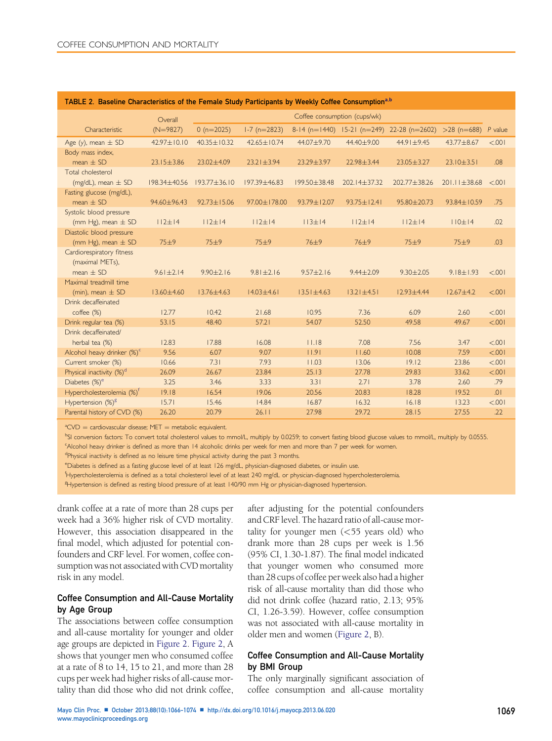**TABLE 2. Baseline Characteristics of the Female Study Participants by Weekly Coffee Consumption[a,b]**

| Characteristic | Overall (N=9827) | Coffee consumption (cups/wk) | | | | | | P value |
|---|---|---|---|---|---|---|---|---|
| | | 0 (n=2025) | 1-7 (n=2823) | 8-14 (n=1440) | 15-21 (n=249) | 22-28 (n=2602) | >28 (n=688) | |
| Age (y), mean ± SD | 42.97±10.10 | 40.35±10.32 | 42.65±10.74 | 44.07±9.70 | 44.40±9.00 | 44.91±9.45 | 43.77±8.67 | <.001 |
| Body mass index, mean ± SD | 23.15±3.86 | 23.02±4.09 | 23.21±3.94 | 23.29±3.97 | 22.98±3.44 | 23.05±3.27 | 23.10±3.51 | .08 |
| Total cholesterol (mg/dL), mean ± SD | 198.34±40.56 | 193.77±36.10 | 197.39±46.83 | 199.50±38.48 | 202.14±37.32 | 202.77±38.26 | 201.11±38.68 | <.001 |
| Fasting glucose (mg/dL), mean ± SD | 94.60±96.43 | 92.73±15.06 | 97.00±178.00 | 93.79±12.07 | 93.75±12.41 | 95.80±20.73 | 93.84±10.59 | .75 |
| Systolic blood pressure (mm Hg), mean ± SD | 112±14 | 112±14 | 112±14 | 113±14 | 112±14 | 112±14 | 110±14 | .02 |
| Diastolic blood pressure (mm Hg), mean ± SD | 75±9 | 75±9 | 75±9 | 76±9 | 76±9 | 75±9 | 75±9 | .03 |
| Cardiorespiratory fitness (maximal METs), mean ± SD | 9.61±2.14 | 9.90±2.16 | 9.81±2.16 | 9.57±2.16 | 9.44±2.09 | 9.30±2.05 | 9.18±1.93 | <.001 |
| Maximal treadmill time (min), mean ± SD | 13.60±4.60 | 13.76±4.63 | 14.03±4.61 | 13.51±4.63 | 13.21±4.51 | 12.93±4.44 | 12.67±4.2 | <.001 |
| Drink decaffeinated coffee (%) | 12.77 | 10.42 | 21.68 | 10.95 | 7.36 | 6.09 | 2.60 | <.001 |
| Drink regular tea (%) | 53.15 | 48.40 | 57.21 | 54.07 | 52.50 | 49.58 | 49.67 | <.001 |
| Drink decaffeinated/herbal tea (%) | 12.83 | 17.88 | 16.08 | 11.18 | 7.08 | 7.56 | 3.47 | <.001 |
| Alcohol heavy drinker (%)[c] | 9.56 | 6.07 | 9.07 | 11.91 | 11.60 | 10.08 | 7.59 | <.001 |
| Current smoker (%) | 10.66 | 7.31 | 7.93 | 11.03 | 13.06 | 19.12 | 23.86 | <.001 |
| Physical inactivity (%)[d] | 26.09 | 26.67 | 23.84 | 25.13 | 27.78 | 29.83 | 33.62 | <.001 |
| Diabetes (%)[e] | 3.25 | 3.46 | 3.33 | 3.31 | 2.71 | 3.78 | 2.60 | .79 |
| Hypercholesterolemia (%)[f] | 19.18 | 16.54 | 19.06 | 20.56 | 20.83 | 18.28 | 19.52 | .01 |
| Hypertension (%)[g] | 15.71 | 15.46 | 14.84 | 16.87 | 16.32 | 16.18 | 13.23 | <.001 |
| Parental history of CVD (%) | 26.20 | 20.79 | 26.11 | 27.98 | 29.72 | 28.15 | 27.55 | .22 |

[a]CVD = cardiovascular disease; MET = metabolic equivalent.

[b]SI conversion factors: To convert total cholesterol values to mmol/L, multiply by 0.0259; to convert fasting blood glucose values to mmol/L, multiply by 0.0555.

[c]Alcohol heavy drinker is defined as more than 14 alcoholic drinks per week for men and more than 7 per week for women.

[d]Physical inactivity is defined as no leisure time physical activity during the past 3 months.

[e]Diabetes is defined as a fasting glucose level of at least 126 mg/dL, physician-diagnosed diabetes, or insulin use.

[f]Hypercholesterolemia is defined as a total cholesterol level of at least 240 mg/dL or physician-diagnosed hypercholesterolemia.

[g]Hypertension is defined as resting blood pressure of at least 140/90 mm Hg or physician-diagnosed hypertension.

drank coffee at a rate of more than 28 cups per week had a 36% higher risk of CVD mortality. However, this association disappeared in the final model, which adjusted for potential confounders and CRF level. For women, coffee consumption was not associated with CVD mortality risk in any model.

### Coffee Consumption and All-Cause Mortality by Age Group

The associations between coffee consumption and all-cause mortality for younger and older age groups are depicted in Figure 2. Figure 2, A shows that younger men who consumed coffee at a rate of 8 to 14, 15 to 21, and more than 28 cups per week had higher risks of all-cause mortality than did those who did not drink coffee, after adjusting for the potential confounders and CRF level. The hazard ratio of all-cause mortality for younger men (<55 years old) who drank more than 28 cups per week is 1.56 (95% CI, 1.30-1.87). The final model indicated that younger women who consumed more than 28 cups of coffee per week also had a higher risk of all-cause mortality than did those who did not drink coffee (hazard ratio, 2.13; 95% CI, 1.26-3.59). However, coffee consumption was not associated with all-cause mortality in older men and women (Figure 2, B).

### Coffee Consumption and All-Cause Mortality by BMI Group

The only marginally significant association of coffee consumption and all-cause mortality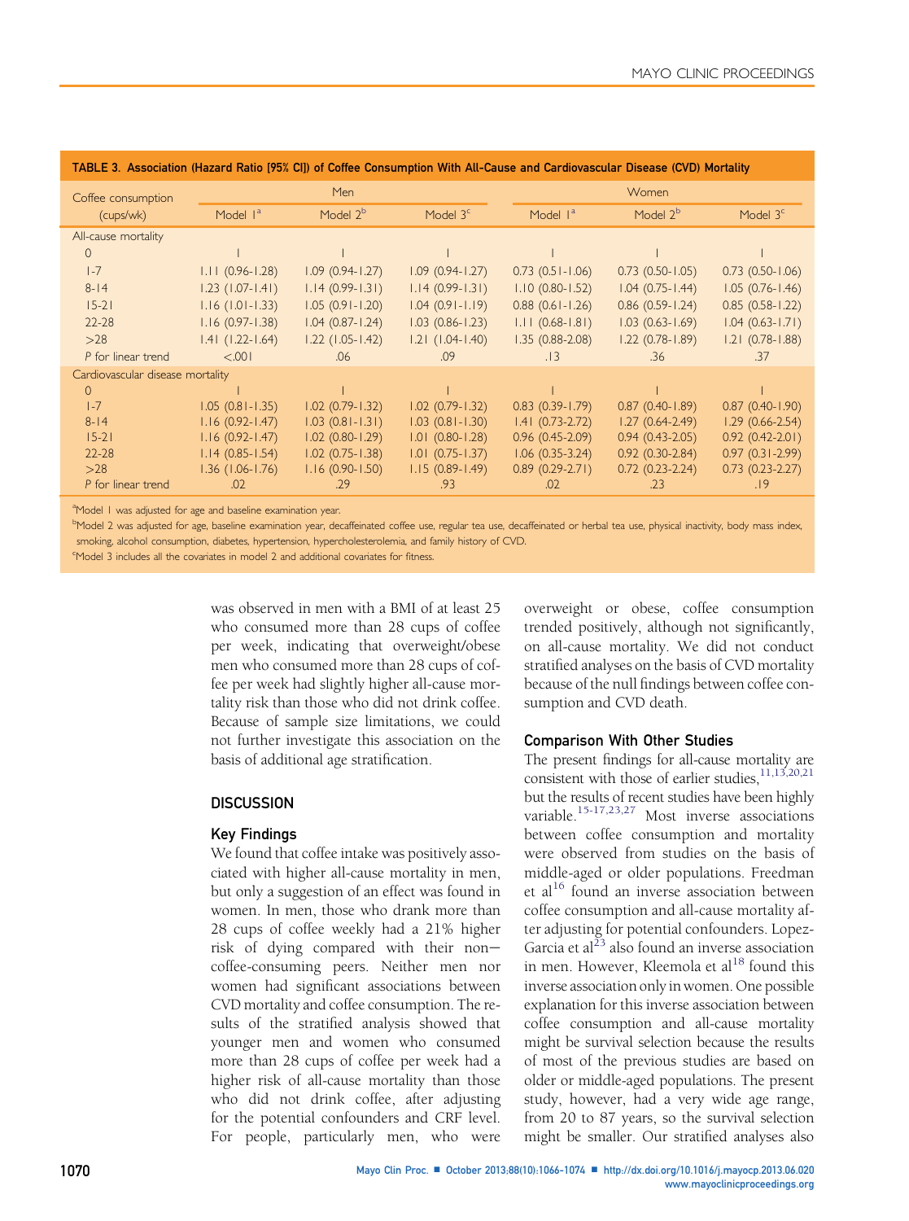TABLE 3. Association (Hazard Ratio [95% CI]) of Coffee Consumption With All-Cause and Cardiovascular Disease (CVD) Mortality

| Coffee consumption (cups/wk) | Men | | | Women | | |
|---|---|---|---|---|---|---|
| | Model 1[a] | Model 2[b] | Model 3[c] | Model 1[a] | Model 2[b] | Model 3[c] |
| All-cause mortality | | | | | | |
| 0 | 1 | 1 | 1 | 1 | 1 | 1 |
| 1-7 | 1.11 (0.96-1.28) | 1.09 (0.94-1.27) | 1.09 (0.94-1.27) | 0.73 (0.51-1.06) | 0.73 (0.50-1.05) | 0.73 (0.50-1.06) |
| 8-14 | 1.23 (1.07-1.41) | 1.14 (0.99-1.31) | 1.14 (0.99-1.31) | 1.10 (0.80-1.52) | 1.04 (0.75-1.44) | 1.05 (0.76-1.46) |
| 15-21 | 1.16 (1.01-1.33) | 1.05 (0.91-1.20) | 1.04 (0.91-1.19) | 0.88 (0.61-1.26) | 0.86 (0.59-1.24) | 0.85 (0.58-1.22) |
| 22-28 | 1.16 (0.97-1.38) | 1.04 (0.87-1.24) | 1.03 (0.86-1.23) | 1.11 (0.68-1.81) | 1.03 (0.63-1.69) | 1.04 (0.63-1.71) |
| >28 | 1.41 (1.22-1.64) | 1.22 (1.05-1.42) | 1.21 (1.04-1.40) | 1.35 (0.88-2.08) | 1.22 (0.78-1.89) | 1.21 (0.78-1.88) |
| *P* for linear trend | <.001 | .06 | .09 | .13 | .36 | .37 |
| Cardiovascular disease mortality | | | | | | |
| 0 | 1 | 1 | 1 | 1 | 1 | 1 |
| 1-7 | 1.05 (0.81-1.35) | 1.02 (0.79-1.32) | 1.02 (0.79-1.32) | 0.83 (0.39-1.79) | 0.87 (0.40-1.89) | 0.87 (0.40-1.90) |
| 8-14 | 1.16 (0.92-1.47) | 1.03 (0.81-1.31) | 1.03 (0.81-1.30) | 1.41 (0.73-2.72) | 1.27 (0.64-2.49) | 1.29 (0.66-2.54) |
| 15-21 | 1.16 (0.92-1.47) | 1.02 (0.80-1.29) | 1.01 (0.80-1.28) | 0.96 (0.45-2.09) | 0.94 (0.43-2.05) | 0.92 (0.42-2.01) |
| 22-28 | 1.14 (0.85-1.54) | 1.02 (0.75-1.38) | 1.01 (0.75-1.37) | 1.06 (0.35-3.24) | 0.92 (0.30-2.84) | 0.97 (0.31-2.99) |
| >28 | 1.36 (1.06-1.76) | 1.16 (0.90-1.50) | 1.15 (0.89-1.49) | 0.89 (0.29-2.71) | 0.72 (0.23-2.24) | 0.73 (0.23-2.27) |
| *P* for linear trend | .02 | .29 | .93 | .02 | .23 | .19 |

[a]Model 1 was adjusted for age and baseline examination year.

[b]Model 2 was adjusted for age, baseline examination year, decaffeinated coffee use, regular tea use, decaffeinated or herbal tea use, physical inactivity, body mass index, smoking, alcohol consumption, diabetes, hypertension, hypercholesterolemia, and family history of CVD.

[c]Model 3 includes all the covariates in model 2 and additional covariates for fitness.

was observed in men with a BMI of at least 25 who consumed more than 28 cups of coffee per week, indicating that overweight/obese men who consumed more than 28 cups of coffee per week had slightly higher all-cause mortality risk than those who did not drink coffee. Because of sample size limitations, we could not further investigate this association on the basis of additional age stratification.

## DISCUSSION

### Key Findings

We found that coffee intake was positively associated with higher all-cause mortality in men, but only a suggestion of an effect was found in women. In men, those who drank more than 28 cups of coffee weekly had a 21% higher risk of dying compared with their non−coffee-consuming peers. Neither men nor women had significant associations between CVD mortality and coffee consumption. The results of the stratified analysis showed that younger men and women who consumed more than 28 cups of coffee per week had a higher risk of all-cause mortality than those who did not drink coffee, after adjusting for the potential confounders and CRF level. For people, particularly men, who were overweight or obese, coffee consumption trended positively, although not significantly, on all-cause mortality. We did not conduct stratified analyses on the basis of CVD mortality because of the null findings between coffee consumption and CVD death.

### Comparison With Other Studies

The present findings for all-cause mortality are consistent with those of earlier studies,[11,13,20,21] but the results of recent studies have been highly variable.[15-17,23,27] Most inverse associations between coffee consumption and mortality were observed from studies on the basis of middle-aged or older populations. Freedman et al[16] found an inverse association between coffee consumption and all-cause mortality after adjusting for potential confounders. Lopez-Garcia et al[23] also found an inverse association in men. However, Kleemola et al[18] found this inverse association only in women. One possible explanation for this inverse association between coffee consumption and all-cause mortality might be survival selection because the results of most of the previous studies are based on older or middle-aged populations. The present study, however, had a very wide age range, from 20 to 87 years, so the survival selection might be smaller. Our stratified analyses also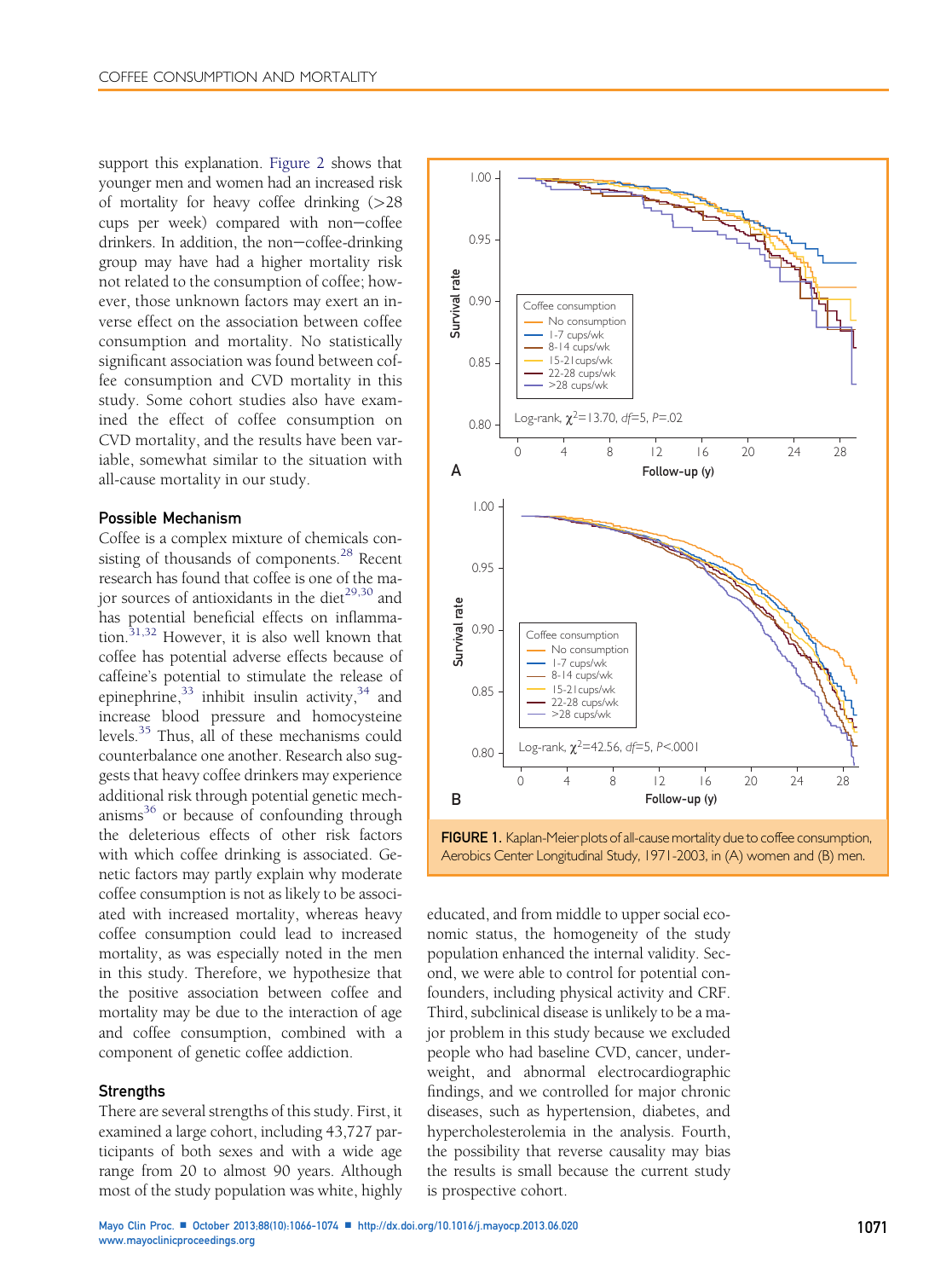support this explanation. Figure 2 shows that younger men and women had an increased risk of mortality for heavy coffee drinking (>28 cups per week) compared with non−coffee drinkers. In addition, the non−coffee-drinking group may have had a higher mortality risk not related to the consumption of coffee; however, those unknown factors may exert an inverse effect on the association between coffee consumption and mortality. No statistically significant association was found between coffee consumption and CVD mortality in this study. Some cohort studies also have examined the effect of coffee consumption on CVD mortality, and the results have been variable, somewhat similar to the situation with all-cause mortality in our study.

### Possible Mechanism

Coffee is a complex mixture of chemicals consisting of thousands of components.[28] Recent research has found that coffee is one of the major sources of antioxidants in the diet[29,30] and has potential beneficial effects on inflammation.[31,32] However, it is also well known that coffee has potential adverse effects because of caffeine's potential to stimulate the release of epinephrine,[33] inhibit insulin activity,[34] and increase blood pressure and homocysteine levels.[35] Thus, all of these mechanisms could counterbalance one another. Research also suggests that heavy coffee drinkers may experience additional risk through potential genetic mechanisms[36] or because of confounding through the deleterious effects of other risk factors with which coffee drinking is associated. Genetic factors may partly explain why moderate coffee consumption is not as likely to be associated with increased mortality, whereas heavy coffee consumption could lead to increased mortality, as was especially noted in the men in this study. Therefore, we hypothesize that the positive association between coffee and mortality may be due to the interaction of age and coffee consumption, combined with a component of genetic coffee addiction.

### Strengths

There are several strengths of this study. First, it examined a large cohort, including 43,727 participants of both sexes and with a wide age range from 20 to almost 90 years. Although most of the study population was white, highly educated, and from middle to upper social economic status, the homogeneity of the study population enhanced the internal validity. Second, we were able to control for potential confounders, including physical activity and CRF. Third, subclinical disease is unlikely to be a major problem in this study because we excluded people who had baseline CVD, cancer, underweight, and abnormal electrocardiographic findings, and we controlled for major chronic diseases, such as hypertension, diabetes, and hypercholesterolemia in the analysis. Fourth, the possibility that reverse causality may bias the results is small because the current study is prospective cohort.

A
Survival rate
1.00
0.95
0.90
0.85
0.80
Coffee consumption
No consumption
1-7 cups/wk
8-14 cups/wk
15-21cups/wk
22-28 cups/wk
>28 cups/wk
Log-rank, $\chi^2$=13.70, *df*=5, *P*=.02
0 4 8 12 16 20 24 28
Follow-up (y)

B
Survival rate
1.00
0.95
0.90
0.85
0.80
Coffee consumption
No consumption
1-7 cups/wk
8-14 cups/wk
15-21cups/wk
22-28 cups/wk
>28 cups/wk
Log-rank, $\chi^2$=42.56, *df*=5, *P*<.0001
0 4 8 12 16 20 24 28
Follow-up (y)

**FIGURE 1.** Kaplan-Meier plots of all-cause mortality due to coffee consumption, Aerobics Center Longitudinal Study, 1971-2003, in (A) women and (B) men.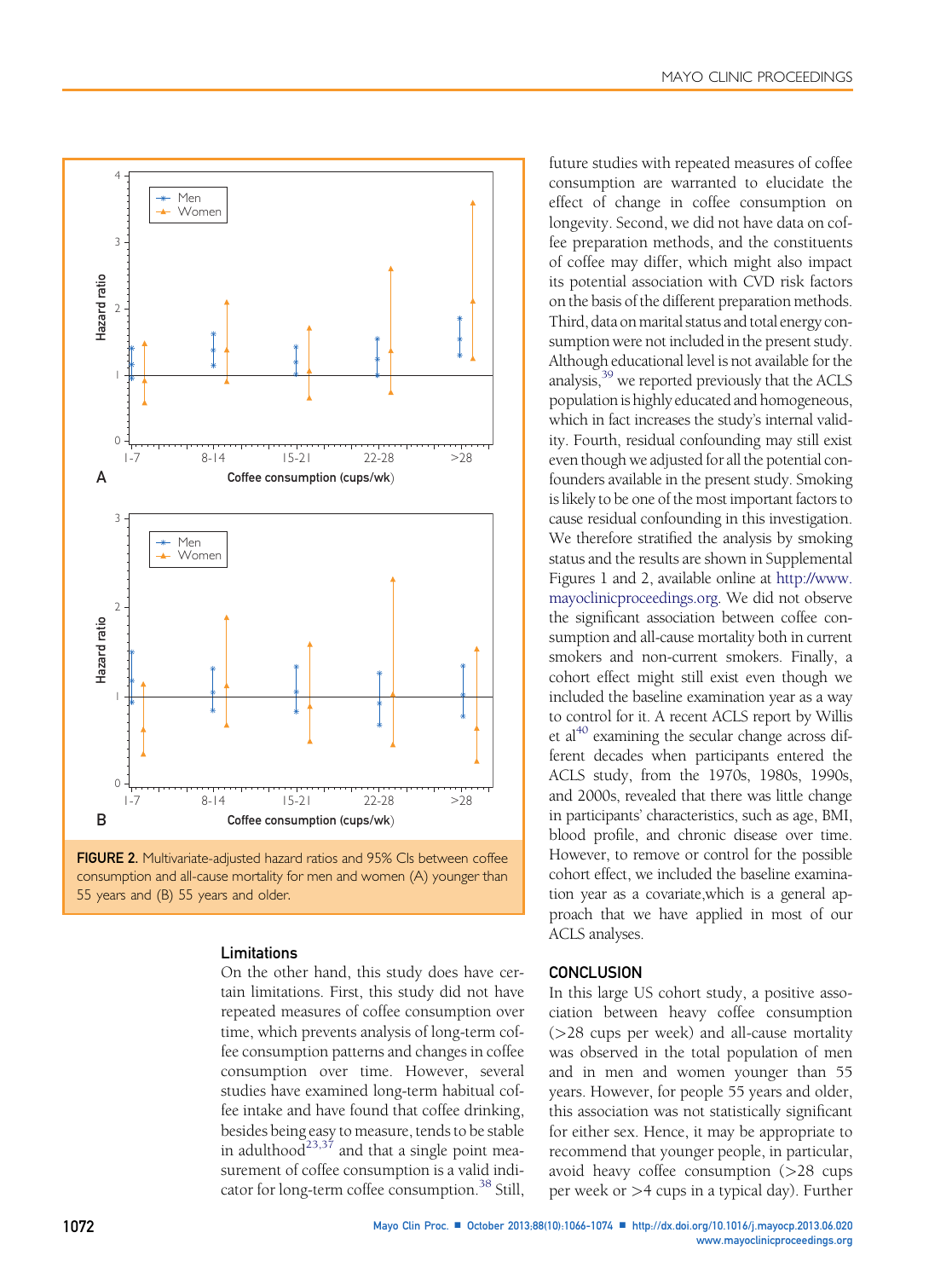FIGURE 2. Multivariate-adjusted hazard ratios and 95% CIs between coffee consumption and all-cause mortality for men and women (A) younger than 55 years and (B) 55 years and older.

### Limitations

On the other hand, this study does have certain limitations. First, this study did not have repeated measures of coffee consumption over time, which prevents analysis of long-term coffee consumption patterns and changes in coffee consumption over time. However, several studies have examined long-term habitual coffee intake and have found that coffee drinking, besides being easy to measure, tends to be stable in adulthood[23,37] and that a single point measurement of coffee consumption is a valid indicator for long-term coffee consumption.[38] Still, future studies with repeated measures of coffee consumption are warranted to elucidate the effect of change in coffee consumption on longevity. Second, we did not have data on coffee preparation methods, and the constituents of coffee may differ, which might also impact its potential association with CVD risk factors on the basis of the different preparation methods. Third, data on marital status and total energy consumption were not included in the present study. Although educational level is not available for the analysis,[39] we reported previously that the ACLS population is highly educated and homogeneous, which in fact increases the study's internal validity. Fourth, residual confounding may still exist even though we adjusted for all the potential confounders available in the present study. Smoking is likely to be one of the most important factors to cause residual confounding in this investigation. We therefore stratified the analysis by smoking status and the results are shown in Supplemental Figures 1 and 2, available online at http://www.mayoclinicproceedings.org. We did not observe the significant association between coffee consumption and all-cause mortality both in current smokers and non-current smokers. Finally, a cohort effect might still exist even though we included the baseline examination year as a way to control for it. A recent ACLS report by Willis et al[40] examining the secular change across different decades when participants entered the ACLS study, from the 1970s, 1980s, 1990s, and 2000s, revealed that there was little change in participants' characteristics, such as age, BMI, blood profile, and chronic disease over time. However, to remove or control for the possible cohort effect, we included the baseline examination year as a covariate,which is a general approach that we have applied in most of our ACLS analyses.

## CONCLUSION

In this large US cohort study, a positive association between heavy coffee consumption (>28 cups per week) and all-cause mortality was observed in the total population of men and in men and women younger than 55 years. However, for people 55 years and older, this association was not statistically significant for either sex. Hence, it may be appropriate to recommend that younger people, in particular, avoid heavy coffee consumption (>28 cups per week or >4 cups in a typical day). Further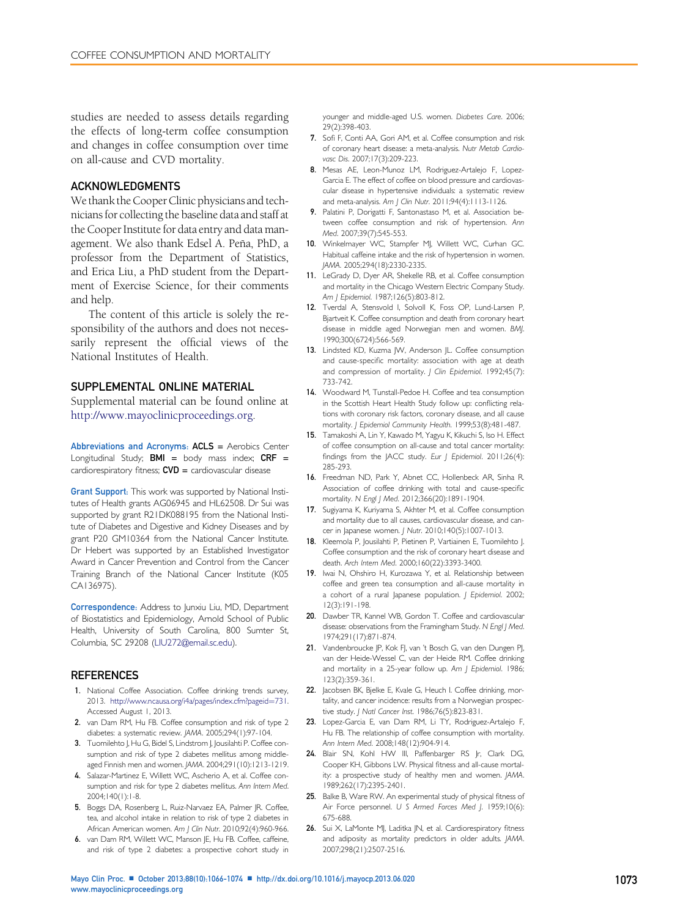studies are needed to assess details regarding the effects of long-term coffee consumption and changes in coffee consumption over time on all-cause and CVD mortality.

## ACKNOWLEDGMENTS

We thank the Cooper Clinic physicians and technicians for collecting the baseline data and staff at the Cooper Institute for data entry and data management. We also thank Edsel A. Peña, PhD, a professor from the Department of Statistics, and Erica Liu, a PhD student from the Department of Exercise Science, for their comments and help.

The content of this article is solely the responsibility of the authors and does not necessarily represent the official views of the National Institutes of Health.

## SUPPLEMENTAL ONLINE MATERIAL

Supplemental material can be found online at http://www.mayoclinicproceedings.org.

**Abbreviations and Acronyms:** **ACLS** = Aerobics Center Longitudinal Study; **BMI** = body mass index; **CRF** = cardiorespiratory fitness; **CVD** = cardiovascular disease

**Grant Support:** This work was supported by National Institutes of Health grants AG06945 and HL62508. Dr Sui was supported by grant R21DK088195 from the National Institute of Diabetes and Digestive and Kidney Diseases and by grant P20 GM10364 from the National Cancer Institute. Dr Hebert was supported by an Established Investigator Award in Cancer Prevention and Control from the Cancer Training Branch of the National Cancer Institute (K05 CA136975).

**Correspondence:** Address to Junxiu Liu, MD, Department of Biostatistics and Epidemiology, Arnold School of Public Health, University of South Carolina, 800 Sumter St, Columbia, SC 29208 (LIU272@email.sc.edu).

## REFERENCES

1. National Coffee Association. Coffee drinking trends survey, 2013. http://www.ncausa.org/i4a/pages/index.cfm?pageid=731. Accessed August 1, 2013.
2. van Dam RM, Hu FB. Coffee consumption and risk of type 2 diabetes: a systematic review. *JAMA*. 2005;294(1):97-104.
3. Tuomilehto J, Hu G, Bidel S, Lindstrom J, Jousilahti P. Coffee consumption and risk of type 2 diabetes mellitus among middle-aged Finnish men and women. *JAMA*. 2004;291(10):1213-1219.
4. Salazar-Martinez E, Willett WC, Ascherio A, et al. Coffee consumption and risk for type 2 diabetes mellitus. *Ann Intern Med*. 2004;140(1):1-8.
5. Boggs DA, Rosenberg L, Ruiz-Narvaez EA, Palmer JR. Coffee, tea, and alcohol intake in relation to risk of type 2 diabetes in African American women. *Am J Clin Nutr*. 2010;92(4):960-966.
6. van Dam RM, Willett WC, Manson JE, Hu FB. Coffee, caffeine, and risk of type 2 diabetes: a prospective cohort study in younger and middle-aged U.S. women. *Diabetes Care*. 2006; 29(2):398-403.
7. Sofi F, Conti AA, Gori AM, et al. Coffee consumption and risk of coronary heart disease: a meta-analysis. *Nutr Metab Cardiovasc Dis*. 2007;17(3):209-223.
8. Mesas AE, Leon-Munoz LM, Rodriguez-Artalejo F, Lopez-Garcia E. The effect of coffee on blood pressure and cardiovascular disease in hypertensive individuals: a systematic review and meta-analysis. *Am J Clin Nutr*. 2011;94(4):1113-1126.
9. Palatini P, Dorigatti F, Santonastaso M, et al. Association between coffee consumption and risk of hypertension. *Ann Med*. 2007;39(7):545-553.
10. Winkelmayer WC, Stampfer MJ, Willett WC, Curhan GC. Habitual caffeine intake and the risk of hypertension in women. *JAMA*. 2005;294(18):2330-2335.
11. LeGrady D, Dyer AR, Shekelle RB, et al. Coffee consumption and mortality in the Chicago Western Electric Company Study. *Am J Epidemiol*. 1987;126(5):803-812.
12. Tverdal A, Stensvold I, Solvoll K, Foss OP, Lund-Larsen P, Bjartveit K. Coffee consumption and death from coronary heart disease in middle aged Norwegian men and women. *BMJ*. 1990;300(6724):566-569.
13. Lindsted KD, Kuzma JW, Anderson JL. Coffee consumption and cause-specific mortality: association with age at death and compression of mortality. *J Clin Epidemiol*. 1992;45(7): 733-742.
14. Woodward M, Tunstall-Pedoe H. Coffee and tea consumption in the Scottish Heart Health Study follow up: conflicting relations with coronary risk factors, coronary disease, and all cause mortality. *J Epidemiol Community Health*. 1999;53(8):481-487.
15. Tamakoshi A, Lin Y, Kawado M, Yagyu K, Kikuchi S, Iso H. Effect of coffee consumption on all-cause and total cancer mortality: findings from the JACC study. *Eur J Epidemiol*. 2011;26(4): 285-293.
16. Freedman ND, Park Y, Abnet CC, Hollenbeck AR, Sinha R. Association of coffee drinking with total and cause-specific mortality. *N Engl J Med*. 2012;366(20):1891-1904.
17. Sugiyama K, Kuriyama S, Akhter M, et al. Coffee consumption and mortality due to all causes, cardiovascular disease, and cancer in Japanese women. *J Nutr*. 2010;140(5):1007-1013.
18. Kleemola P, Jousilahti P, Pietinen P, Vartiainen E, Tuomilehto J. Coffee consumption and the risk of coronary heart disease and death. *Arch Intern Med*. 2000;160(22):3393-3400.
19. Iwai N, Ohshiro H, Kurozawa Y, et al. Relationship between coffee and green tea consumption and all-cause mortality in a cohort of a rural Japanese population. *J Epidemiol*. 2002; 12(3):191-198.
20. Dawber TR, Kannel WB, Gordon T. Coffee and cardiovascular disease: observations from the Framingham Study. *N Engl J Med*. 1974;291(17):871-874.
21. Vandenbroucke JP, Kok FJ, van 't Bosch G, van den Dungen PJ, van der Heide-Wessel C, van der Heide RM. Coffee drinking and mortality in a 25-year follow up. *Am J Epidemiol*. 1986; 123(2):359-361.
22. Jacobsen BK, Bjelke E, Kvale G, Heuch I. Coffee drinking, mortality, and cancer incidence: results from a Norwegian prospective study. *J Natl Cancer Inst*. 1986;76(5):823-831.
23. Lopez-Garcia E, van Dam RM, Li TY, Rodriguez-Artalejo F, Hu FB. The relationship of coffee consumption with mortality. *Ann Intern Med*. 2008;148(12):904-914.
24. Blair SN, Kohl HW III, Paffenbarger RS Jr, Clark DG, Cooper KH, Gibbons LW. Physical fitness and all-cause mortality: a prospective study of healthy men and women. *JAMA*. 1989;262(17):2395-2401.
25. Balke B, Ware RW. An experimental study of physical fitness of Air Force personnel. *U S Armed Forces Med J*. 1959;10(6): 675-688.
26. Sui X, LaMonte MJ, Laditka JN, et al. Cardiorespiratory fitness and adiposity as mortality predictors in older adults. *JAMA*. 2007;298(21):2507-2516.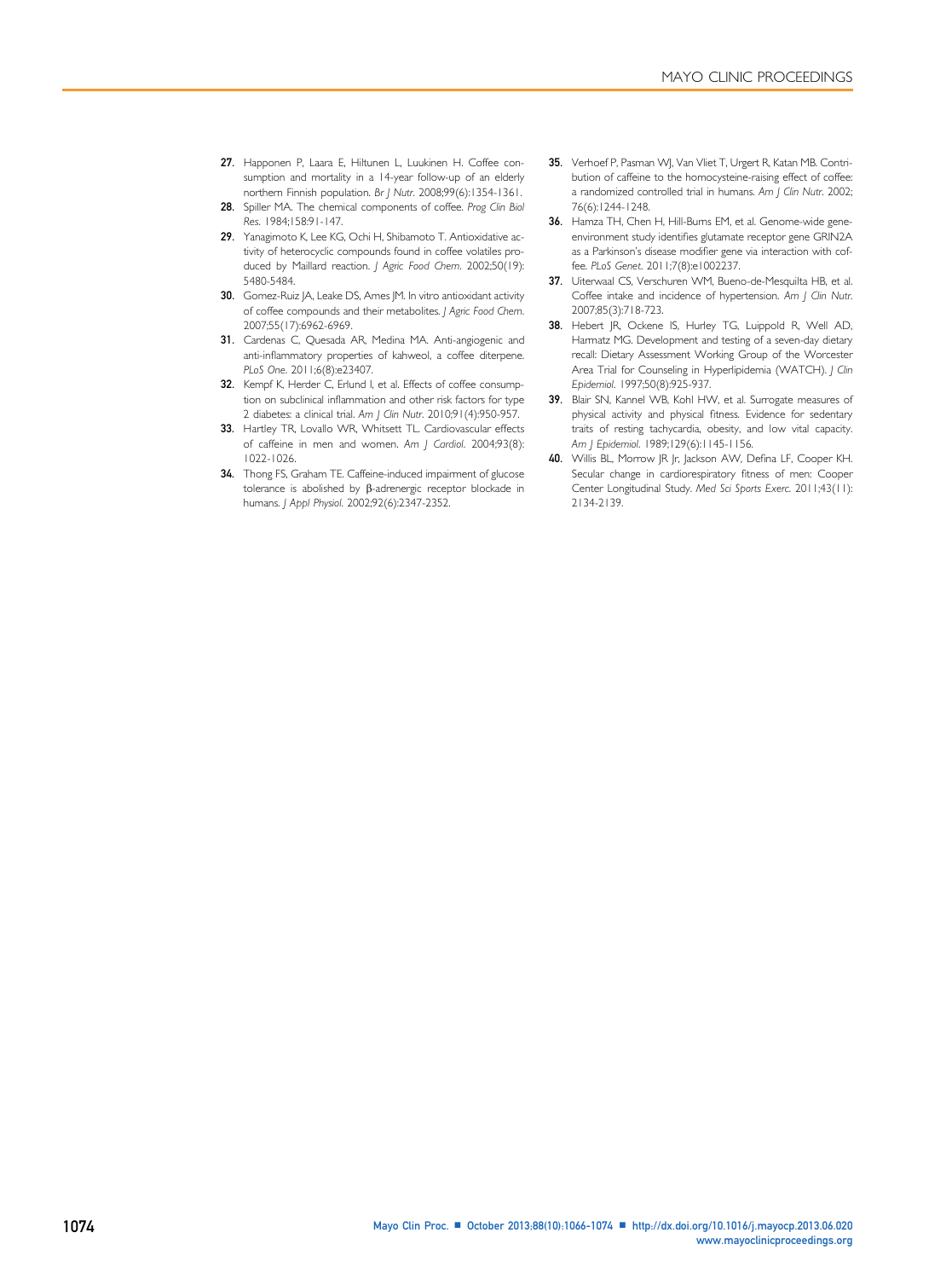27. Happonen P, Laara E, Hiltunen L, Luukinen H. Coffee consumption and mortality in a 14-year follow-up of an elderly northern Finnish population. *Br J Nutr*. 2008;99(6):1354-1361.
28. Spiller MA. The chemical components of coffee. *Prog Clin Biol Res*. 1984;158:91-147.
29. Yanagimoto K, Lee KG, Ochi H, Shibamoto T. Antioxidative activity of heterocyclic compounds found in coffee volatiles produced by Maillard reaction. *J Agric Food Chem*. 2002;50(19):5480-5484.
30. Gomez-Ruiz JA, Leake DS, Ames JM. In vitro antioxidant activity of coffee compounds and their metabolites. *J Agric Food Chem*. 2007;55(17):6962-6969.
31. Cardenas C, Quesada AR, Medina MA. Anti-angiogenic and anti-inflammatory properties of kahweol, a coffee diterpene. *PLoS One*. 2011;6(8):e23407.
32. Kempf K, Herder C, Erlund I, et al. Effects of coffee consumption on subclinical inflammation and other risk factors for type 2 diabetes: a clinical trial. *Am J Clin Nutr*. 2010;91(4):950-957.
33. Hartley TR, Lovallo WR, Whitsett TL. Cardiovascular effects of caffeine in men and women. *Am J Cardiol*. 2004;93(8):1022-1026.
34. Thong FS, Graham TE. Caffeine-induced impairment of glucose tolerance is abolished by β-adrenergic receptor blockade in humans. *J Appl Physiol*. 2002;92(6):2347-2352.
35. Verhoef P, Pasman WJ, Van Vliet T, Urgert R, Katan MB. Contribution of caffeine to the homocysteine-raising effect of coffee: a randomized controlled trial in humans. *Am J Clin Nutr*. 2002;76(6):1244-1248.
36. Hamza TH, Chen H, Hill-Burns EM, et al. Genome-wide gene-environment study identifies glutamate receptor gene GRIN2A as a Parkinson's disease modifier gene via interaction with coffee. *PLoS Genet*. 2011;7(8):e1002237.
37. Uiterwaal CS, Verschuren WM, Bueno-de-Mesquilta HB, et al. Coffee intake and incidence of hypertension. *Am J Clin Nutr*. 2007;85(3):718-723.
38. Hebert JR, Ockene IS, Hurley TG, Luippold R, Well AD, Harmatz MG. Development and testing of a seven-day dietary recall: Dietary Assessment Working Group of the Worcester Area Trial for Counseling in Hyperlipidemia (WATCH). *J Clin Epidemiol*. 1997;50(8):925-937.
39. Blair SN, Kannel WB, Kohl HW, et al. Surrogate measures of physical activity and physical fitness. Evidence for sedentary traits of resting tachycardia, obesity, and low vital capacity. *Am J Epidemiol*. 1989;129(6):1145-1156.
40. Willis BL, Morrow JR Jr, Jackson AW, Defina LF, Cooper KH. Secular change in cardiorespiratory fitness of men: Cooper Center Longitudinal Study. *Med Sci Sports Exerc*. 2011;43(11):2134-2139.